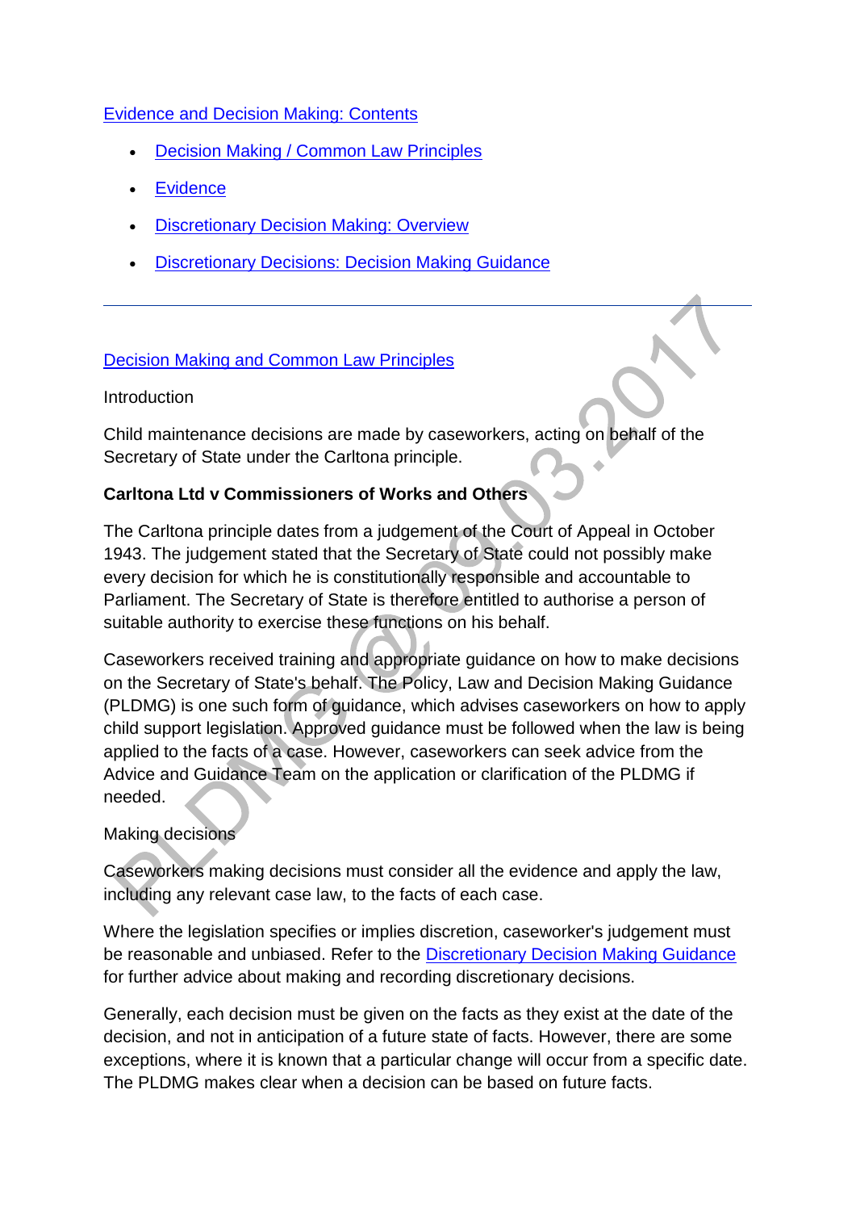Evidence and Decision Making: Contents

- Decision Making / Common Law Principles
- Evidence
- Discretionary Decision Making: Overview
- Discretionary Decisions: Decision Making Guidance

---

## Decision Making and Common Law Principles

### Introduction

Child maintenance decisions are made by caseworkers, acting on behalf of the Secretary of State under the Carltona principle.

**Carltona Ltd v Commissioners of Works and Others**

The Carltona principle dates from a judgement of the Court of Appeal in October 1943. The judgement stated that the Secretary of State could not possibly make every decision for which he is constitutionally responsible and accountable to Parliament. The Secretary of State is therefore entitled to authorise a person of suitable authority to exercise these functions on his behalf.

Caseworkers received training and appropriate guidance on how to make decisions on the Secretary of State's behalf. The Policy, Law and Decision Making Guidance (PLDMG) is one such form of guidance, which advises caseworkers on how to apply child support legislation. Approved guidance must be followed when the law is being applied to the facts of a case. However, caseworkers can seek advice from the Advice and Guidance Team on the application or clarification of the PLDMG if needed.

### Making decisions

Caseworkers making decisions must consider all the evidence and apply the law, including any relevant case law, to the facts of each case.

Where the legislation specifies or implies discretion, caseworker's judgement must be reasonable and unbiased. Refer to the Discretionary Decision Making Guidance for further advice about making and recording discretionary decisions.

Generally, each decision must be given on the facts as they exist at the date of the decision, and not in anticipation of a future state of facts. However, there are some exceptions, where it is known that a particular change will occur from a specific date. The PLDMG makes clear when a decision can be based on future facts.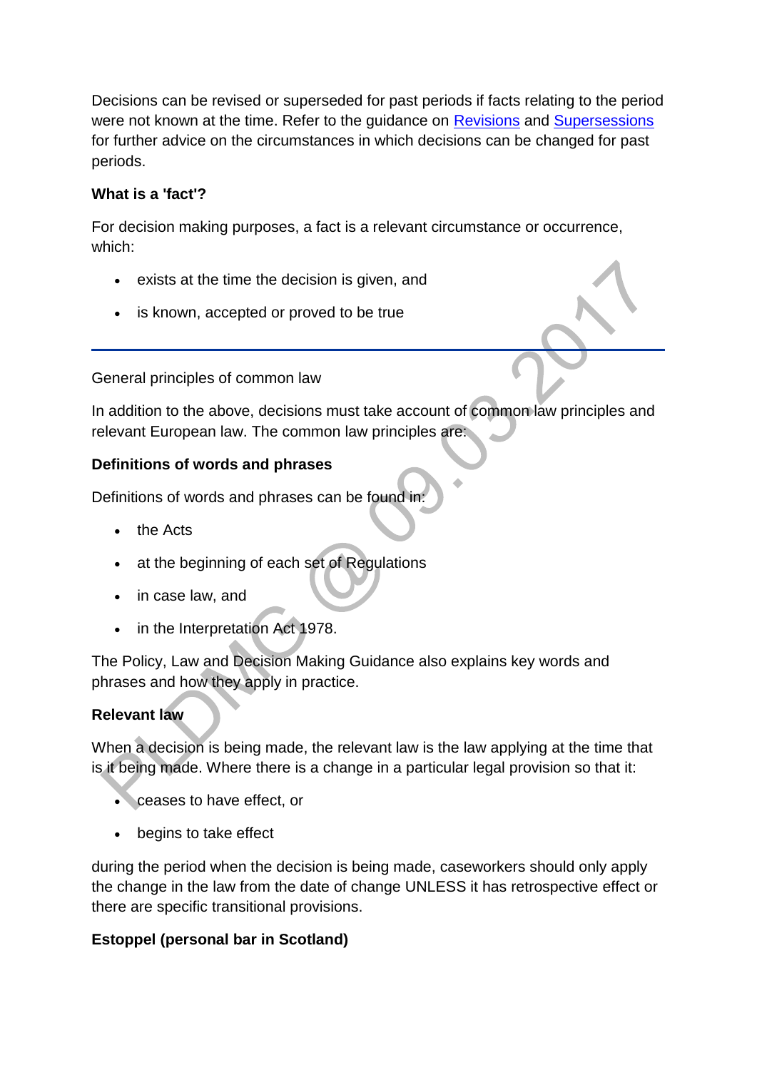Decisions can be revised or superseded for past periods if facts relating to the period were not known at the time. Refer to the guidance on Revisions and Supersessions for further advice on the circumstances in which decisions can be changed for past periods.

**What is a 'fact'?**

For decision making purposes, a fact is a relevant circumstance or occurrence, which:

- exists at the time the decision is given, and
- is known, accepted or proved to be true

---

General principles of common law

In addition to the above, decisions must take account of common law principles and relevant European law. The common law principles are:

**Definitions of words and phrases**

Definitions of words and phrases can be found in:

- the Acts
- at the beginning of each set of Regulations
- in case law, and
- in the Interpretation Act 1978.

The Policy, Law and Decision Making Guidance also explains key words and phrases and how they apply in practice.

**Relevant law**

When a decision is being made, the relevant law is the law applying at the time that is it being made. Where there is a change in a particular legal provision so that it:

- ceases to have effect, or
- begins to take effect

during the period when the decision is being made, caseworkers should only apply the change in the law from the date of change UNLESS it has retrospective effect or there are specific transitional provisions.

**Estoppel (personal bar in Scotland)**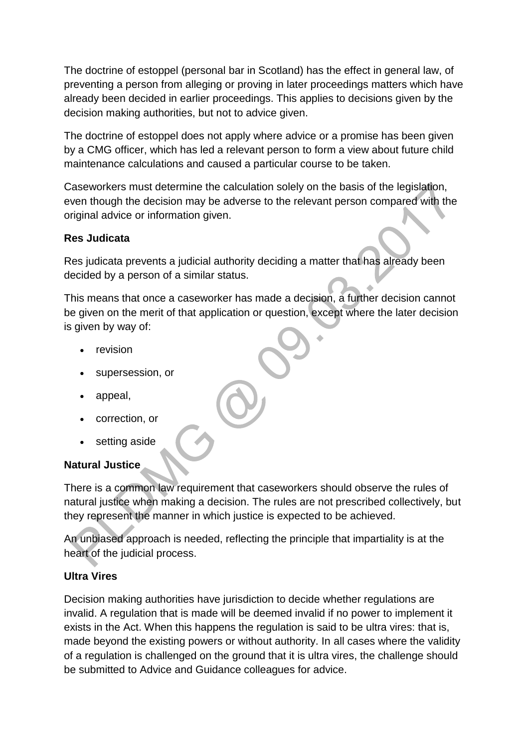The doctrine of estoppel (personal bar in Scotland) has the effect in general law, of preventing a person from alleging or proving in later proceedings matters which have already been decided in earlier proceedings. This applies to decisions given by the decision making authorities, but not to advice given.

The doctrine of estoppel does not apply where advice or a promise has been given by a CMG officer, which has led a relevant person to form a view about future child maintenance calculations and caused a particular course to be taken.

Caseworkers must determine the calculation solely on the basis of the legislation, even though the decision may be adverse to the relevant person compared with the original advice or information given.

**Res Judicata**

Res judicata prevents a judicial authority deciding a matter that has already been decided by a person of a similar status.

This means that once a caseworker has made a decision, a further decision cannot be given on the merit of that application or question, except where the later decision is given by way of:

- revision
- supersession, or
- appeal,
- correction, or
- setting aside

**Natural Justice**

There is a common law requirement that caseworkers should observe the rules of natural justice when making a decision. The rules are not prescribed collectively, but they represent the manner in which justice is expected to be achieved.

An unbiased approach is needed, reflecting the principle that impartiality is at the heart of the judicial process.

**Ultra Vires**

Decision making authorities have jurisdiction to decide whether regulations are invalid. A regulation that is made will be deemed invalid if no power to implement it exists in the Act. When this happens the regulation is said to be ultra vires: that is, made beyond the existing powers or without authority. In all cases where the validity of a regulation is challenged on the ground that it is ultra vires, the challenge should be submitted to Advice and Guidance colleagues for advice.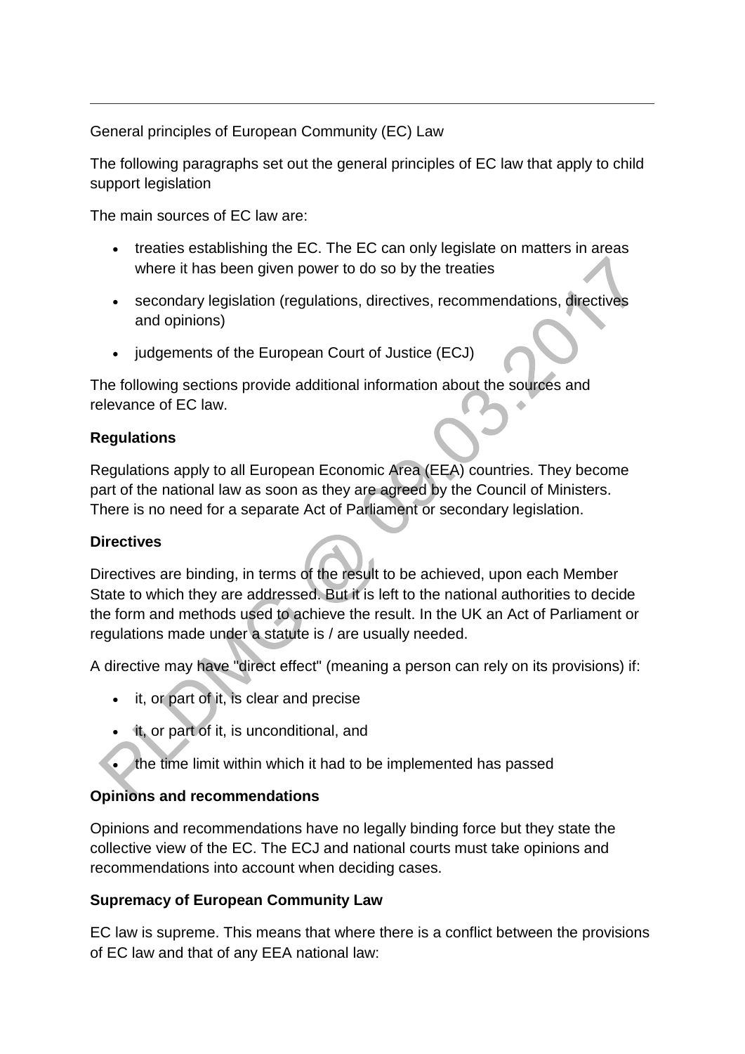General principles of European Community (EC) Law

The following paragraphs set out the general principles of EC law that apply to child support legislation

The main sources of EC law are:

- treaties establishing the EC. The EC can only legislate on matters in areas where it has been given power to do so by the treaties
- secondary legislation (regulations, directives, recommendations, directives and opinions)
- judgements of the European Court of Justice (ECJ)

The following sections provide additional information about the sources and relevance of EC law.

**Regulations**

Regulations apply to all European Economic Area (EEA) countries. They become part of the national law as soon as they are agreed by the Council of Ministers. There is no need for a separate Act of Parliament or secondary legislation.

**Directives**

Directives are binding, in terms of the result to be achieved, upon each Member State to which they are addressed. But it is left to the national authorities to decide the form and methods used to achieve the result. In the UK an Act of Parliament or regulations made under a statute is / are usually needed.

A directive may have "direct effect" (meaning a person can rely on its provisions) if:

- it, or part of it, is clear and precise
- it, or part of it, is unconditional, and
- the time limit within which it had to be implemented has passed

**Opinions and recommendations**

Opinions and recommendations have no legally binding force but they state the collective view of the EC. The ECJ and national courts must take opinions and recommendations into account when deciding cases.

**Supremacy of European Community Law**

EC law is supreme. This means that where there is a conflict between the provisions of EC law and that of any EEA national law: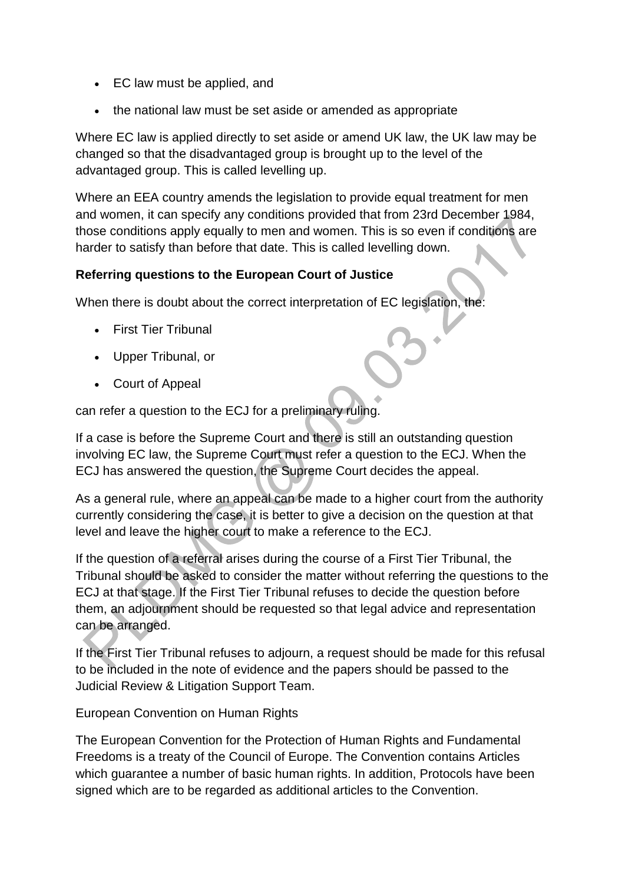- EC law must be applied, and
- the national law must be set aside or amended as appropriate

Where EC law is applied directly to set aside or amend UK law, the UK law may be changed so that the disadvantaged group is brought up to the level of the advantaged group. This is called levelling up.

Where an EEA country amends the legislation to provide equal treatment for men and women, it can specify any conditions provided that from 23rd December 1984, those conditions apply equally to men and women. This is so even if conditions are harder to satisfy than before that date. This is called levelling down.

**Referring questions to the European Court of Justice**

When there is doubt about the correct interpretation of EC legislation, the:

- First Tier Tribunal
- Upper Tribunal, or
- Court of Appeal

can refer a question to the ECJ for a preliminary ruling.

If a case is before the Supreme Court and there is still an outstanding question involving EC law, the Supreme Court must refer a question to the ECJ. When the ECJ has answered the question, the Supreme Court decides the appeal.

As a general rule, where an appeal can be made to a higher court from the authority currently considering the case, it is better to give a decision on the question at that level and leave the higher court to make a reference to the ECJ.

If the question of a referral arises during the course of a First Tier Tribunal, the Tribunal should be asked to consider the matter without referring the questions to the ECJ at that stage. If the First Tier Tribunal refuses to decide the question before them, an adjournment should be requested so that legal advice and representation can be arranged.

If the First Tier Tribunal refuses to adjourn, a request should be made for this refusal to be included in the note of evidence and the papers should be passed to the Judicial Review & Litigation Support Team.

European Convention on Human Rights

The European Convention for the Protection of Human Rights and Fundamental Freedoms is a treaty of the Council of Europe. The Convention contains Articles which guarantee a number of basic human rights. In addition, Protocols have been signed which are to be regarded as additional articles to the Convention.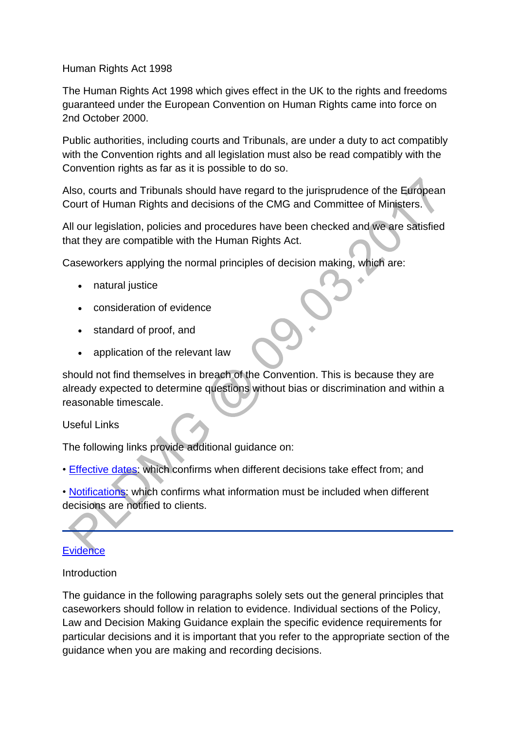Human Rights Act 1998

The Human Rights Act 1998 which gives effect in the UK to the rights and freedoms guaranteed under the European Convention on Human Rights came into force on 2nd October 2000.

Public authorities, including courts and Tribunals, are under a duty to act compatibly with the Convention rights and all legislation must also be read compatibly with the Convention rights as far as it is possible to do so.

Also, courts and Tribunals should have regard to the jurisprudence of the European Court of Human Rights and decisions of the CMG and Committee of Ministers.

All our legislation, policies and procedures have been checked and we are satisfied that they are compatible with the Human Rights Act.

Caseworkers applying the normal principles of decision making, which are:

- natural justice
- consideration of evidence
- standard of proof, and
- application of the relevant law

should not find themselves in breach of the Convention. This is because they are already expected to determine questions without bias or discrimination and within a reasonable timescale.

Useful Links

The following links provide additional guidance on:

• Effective dates: which confirms when different decisions take effect from; and

• Notifications: which confirms what information must be included when different decisions are notified to clients.

---

## Evidence

Introduction

The guidance in the following paragraphs solely sets out the general principles that caseworkers should follow in relation to evidence. Individual sections of the Policy, Law and Decision Making Guidance explain the specific evidence requirements for particular decisions and it is important that you refer to the appropriate section of the guidance when you are making and recording decisions.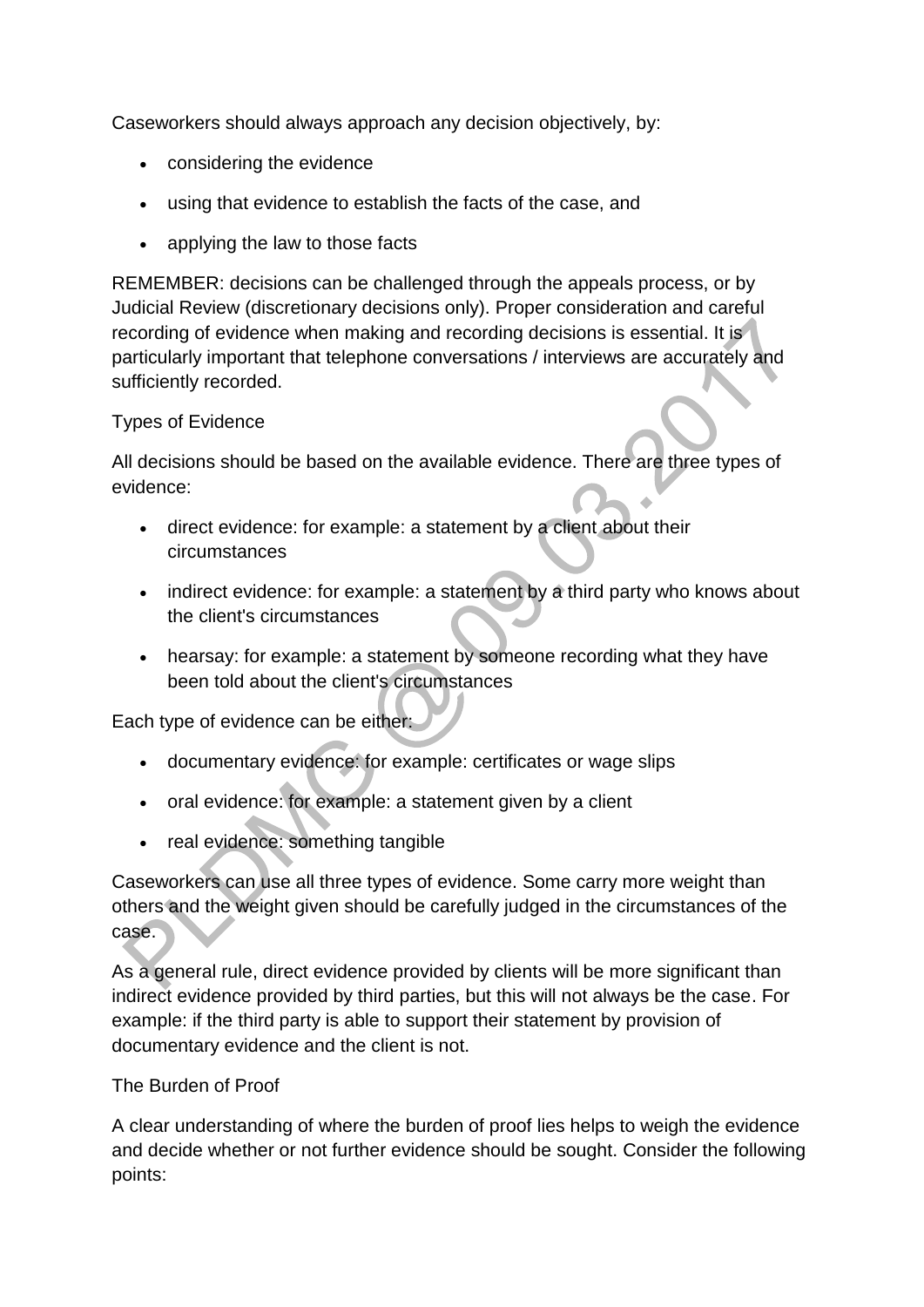Caseworkers should always approach any decision objectively, by:

- considering the evidence
- using that evidence to establish the facts of the case, and
- applying the law to those facts

REMEMBER: decisions can be challenged through the appeals process, or by Judicial Review (discretionary decisions only). Proper consideration and careful recording of evidence when making and recording decisions is essential. It is particularly important that telephone conversations / interviews are accurately and sufficiently recorded.

Types of Evidence

All decisions should be based on the available evidence. There are three types of evidence:

- direct evidence: for example: a statement by a client about their circumstances
- indirect evidence: for example: a statement by a third party who knows about the client's circumstances
- hearsay: for example: a statement by someone recording what they have been told about the client's circumstances

Each type of evidence can be either:

- documentary evidence: for example: certificates or wage slips
- oral evidence: for example: a statement given by a client
- real evidence: something tangible

Caseworkers can use all three types of evidence. Some carry more weight than others and the weight given should be carefully judged in the circumstances of the case.

As a general rule, direct evidence provided by clients will be more significant than indirect evidence provided by third parties, but this will not always be the case. For example: if the third party is able to support their statement by provision of documentary evidence and the client is not.

The Burden of Proof

A clear understanding of where the burden of proof lies helps to weigh the evidence and decide whether or not further evidence should be sought. Consider the following points: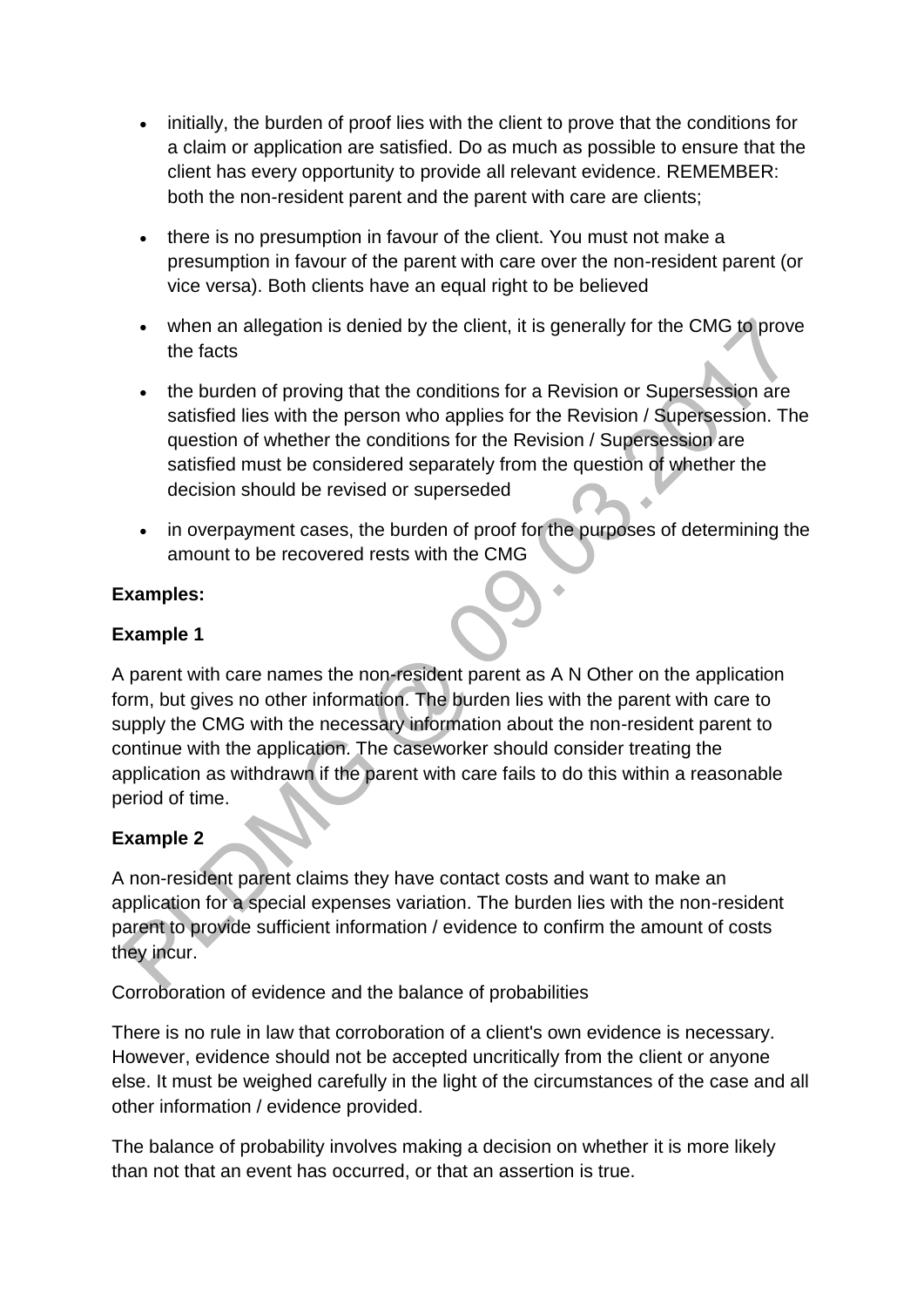- initially, the burden of proof lies with the client to prove that the conditions for a claim or application are satisfied. Do as much as possible to ensure that the client has every opportunity to provide all relevant evidence. REMEMBER: both the non-resident parent and the parent with care are clients;
- there is no presumption in favour of the client. You must not make a presumption in favour of the parent with care over the non-resident parent (or vice versa). Both clients have an equal right to be believed
- when an allegation is denied by the client, it is generally for the CMG to prove the facts
- the burden of proving that the conditions for a Revision or Supersession are satisfied lies with the person who applies for the Revision / Supersession. The question of whether the conditions for the Revision / Supersession are satisfied must be considered separately from the question of whether the decision should be revised or superseded
- in overpayment cases, the burden of proof for the purposes of determining the amount to be recovered rests with the CMG

**Examples:**

**Example 1**

A parent with care names the non-resident parent as A N Other on the application form, but gives no other information. The burden lies with the parent with care to supply the CMG with the necessary information about the non-resident parent to continue with the application. The caseworker should consider treating the application as withdrawn if the parent with care fails to do this within a reasonable period of time.

**Example 2**

A non-resident parent claims they have contact costs and want to make an application for a special expenses variation. The burden lies with the non-resident parent to provide sufficient information / evidence to confirm the amount of costs they incur.

Corroboration of evidence and the balance of probabilities

There is no rule in law that corroboration of a client's own evidence is necessary. However, evidence should not be accepted uncritically from the client or anyone else. It must be weighed carefully in the light of the circumstances of the case and all other information / evidence provided.

The balance of probability involves making a decision on whether it is more likely than not that an event has occurred, or that an assertion is true.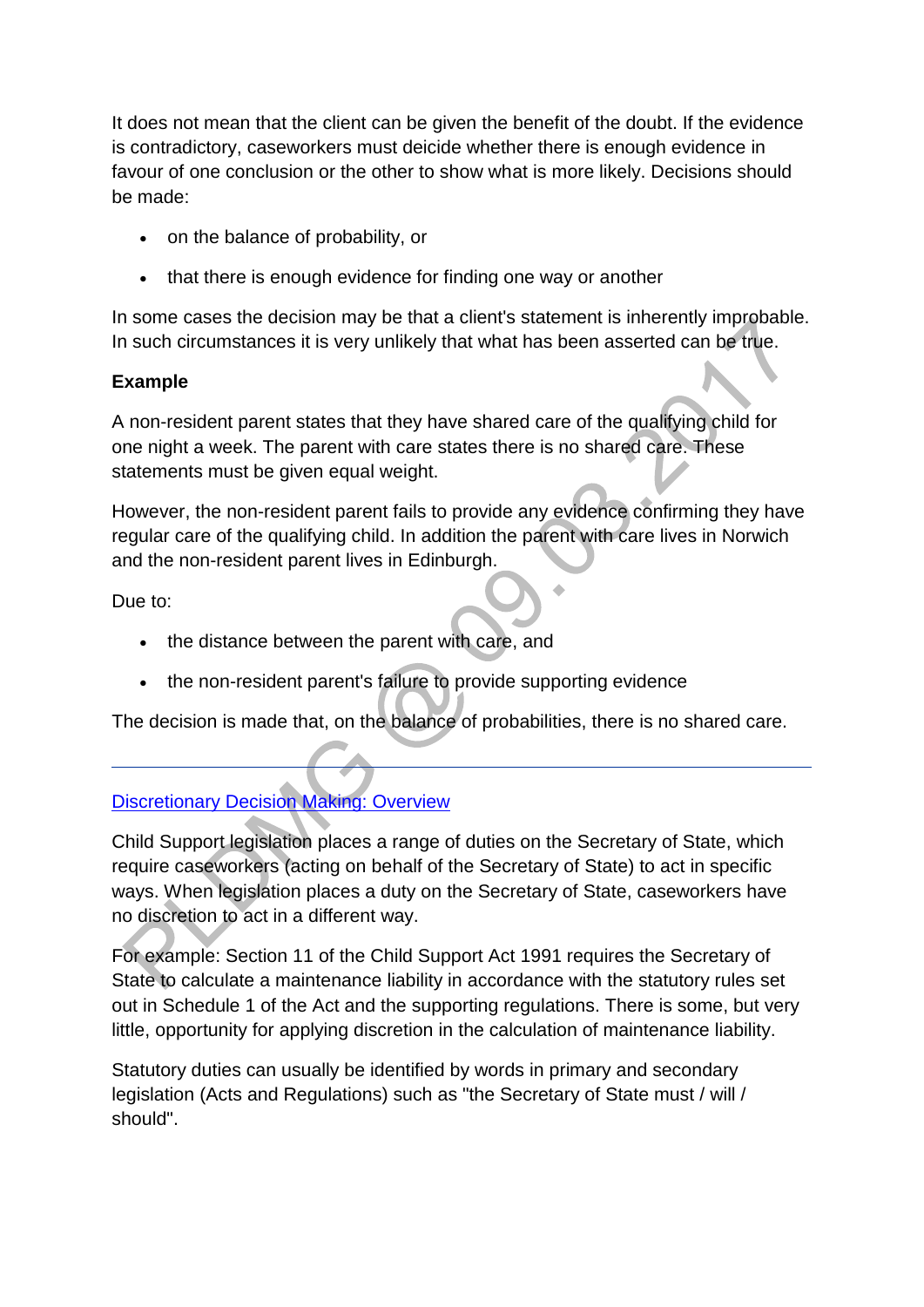It does not mean that the client can be given the benefit of the doubt. If the evidence is contradictory, caseworkers must deicide whether there is enough evidence in favour of one conclusion or the other to show what is more likely. Decisions should be made:

- on the balance of probability, or
- that there is enough evidence for finding one way or another

In some cases the decision may be that a client's statement is inherently improbable. In such circumstances it is very unlikely that what has been asserted can be true.

**Example**

A non-resident parent states that they have shared care of the qualifying child for one night a week. The parent with care states there is no shared care. These statements must be given equal weight.

However, the non-resident parent fails to provide any evidence confirming they have regular care of the qualifying child. In addition the parent with care lives in Norwich and the non-resident parent lives in Edinburgh.

Due to:

- the distance between the parent with care, and
- the non-resident parent's failure to provide supporting evidence

The decision is made that, on the balance of probabilities, there is no shared care.

---

## Discretionary Decision Making: Overview

Child Support legislation places a range of duties on the Secretary of State, which require caseworkers (acting on behalf of the Secretary of State) to act in specific ways. When legislation places a duty on the Secretary of State, caseworkers have no discretion to act in a different way.

For example: Section 11 of the Child Support Act 1991 requires the Secretary of State to calculate a maintenance liability in accordance with the statutory rules set out in Schedule 1 of the Act and the supporting regulations. There is some, but very little, opportunity for applying discretion in the calculation of maintenance liability.

Statutory duties can usually be identified by words in primary and secondary legislation (Acts and Regulations) such as "the Secretary of State must / will / should".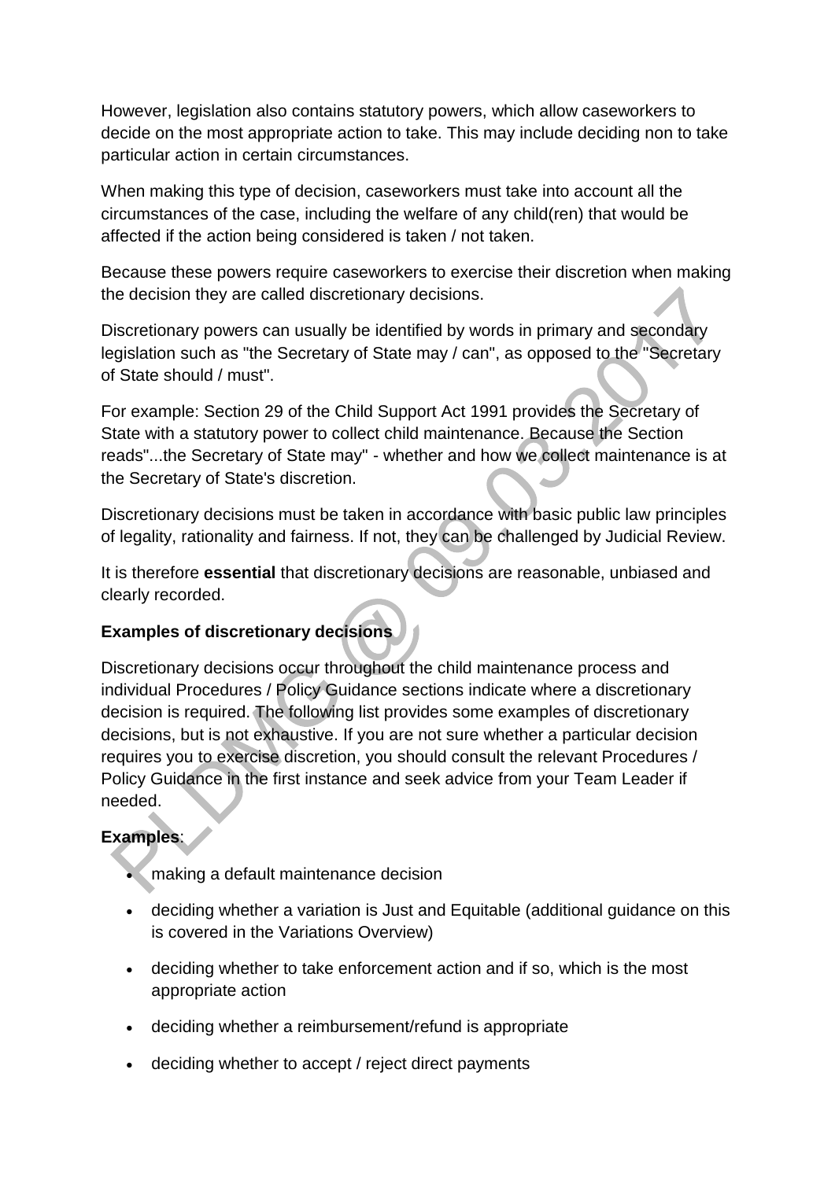However, legislation also contains statutory powers, which allow caseworkers to decide on the most appropriate action to take. This may include deciding non to take particular action in certain circumstances.

When making this type of decision, caseworkers must take into account all the circumstances of the case, including the welfare of any child(ren) that would be affected if the action being considered is taken / not taken.

Because these powers require caseworkers to exercise their discretion when making the decision they are called discretionary decisions.

Discretionary powers can usually be identified by words in primary and secondary legislation such as "the Secretary of State may / can", as opposed to the "Secretary of State should / must".

For example: Section 29 of the Child Support Act 1991 provides the Secretary of State with a statutory power to collect child maintenance. Because the Section reads"...the Secretary of State may" - whether and how we collect maintenance is at the Secretary of State's discretion.

Discretionary decisions must be taken in accordance with basic public law principles of legality, rationality and fairness. If not, they can be challenged by Judicial Review.

It is therefore **essential** that discretionary decisions are reasonable, unbiased and clearly recorded.

**Examples of discretionary decisions**

Discretionary decisions occur throughout the child maintenance process and individual Procedures / Policy Guidance sections indicate where a discretionary decision is required. The following list provides some examples of discretionary decisions, but is not exhaustive. If you are not sure whether a particular decision requires you to exercise discretion, you should consult the relevant Procedures / Policy Guidance in the first instance and seek advice from your Team Leader if needed.

**Examples**:

- making a default maintenance decision
- deciding whether a variation is Just and Equitable (additional guidance on this is covered in the Variations Overview)
- deciding whether to take enforcement action and if so, which is the most appropriate action
- deciding whether a reimbursement/refund is appropriate
- deciding whether to accept / reject direct payments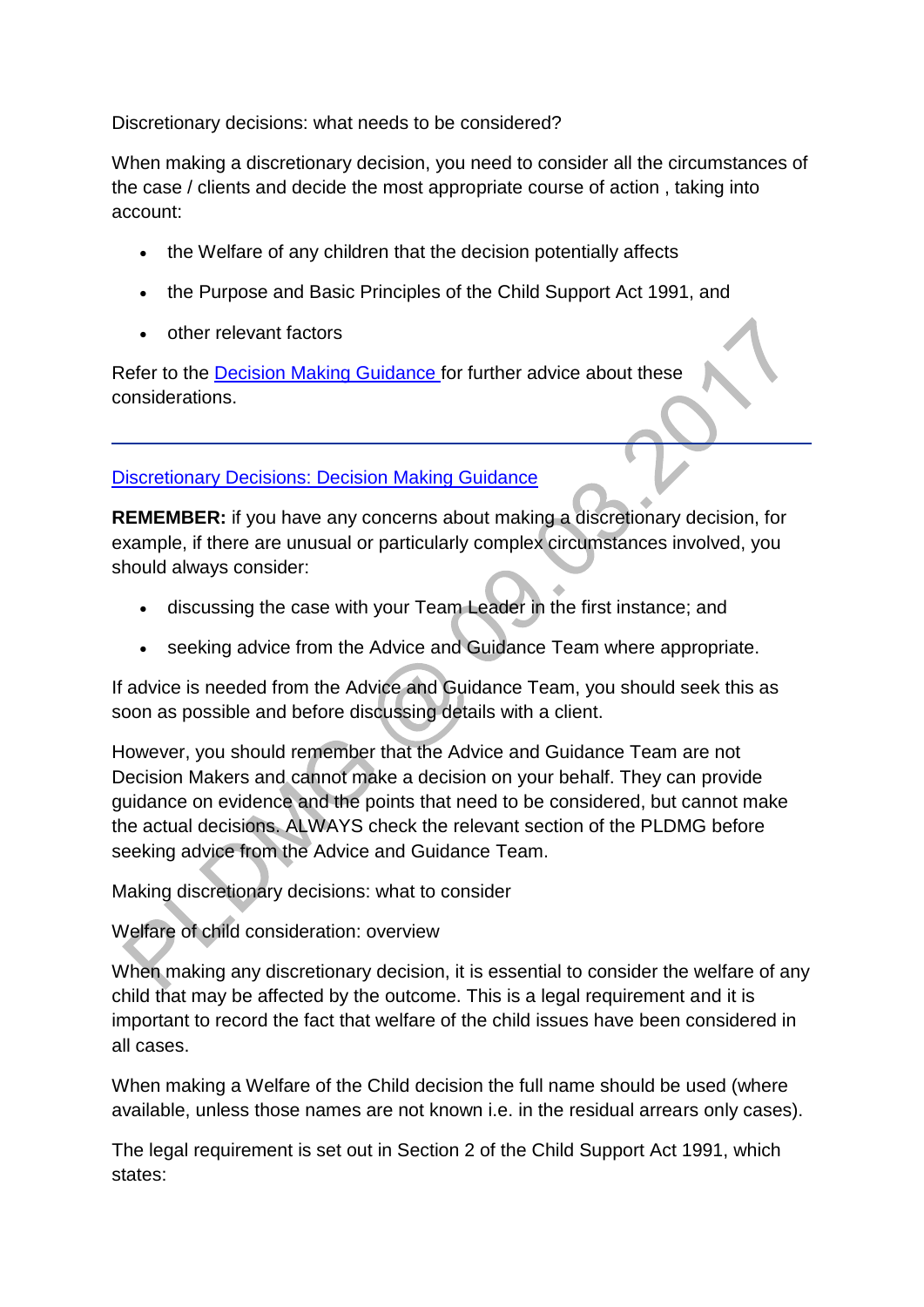Discretionary decisions: what needs to be considered?

When making a discretionary decision, you need to consider all the circumstances of the case / clients and decide the most appropriate course of action , taking into account:

- the Welfare of any children that the decision potentially affects
- the Purpose and Basic Principles of the Child Support Act 1991, and
- other relevant factors

Refer to the Decision Making Guidance for further advice about these considerations.

---

Discretionary Decisions: Decision Making Guidance

**REMEMBER:** if you have any concerns about making a discretionary decision, for example, if there are unusual or particularly complex circumstances involved, you should always consider:

- discussing the case with your Team Leader in the first instance; and
- seeking advice from the Advice and Guidance Team where appropriate.

If advice is needed from the Advice and Guidance Team, you should seek this as soon as possible and before discussing details with a client.

However, you should remember that the Advice and Guidance Team are not Decision Makers and cannot make a decision on your behalf. They can provide guidance on evidence and the points that need to be considered, but cannot make the actual decisions. ALWAYS check the relevant section of the PLDMG before seeking advice from the Advice and Guidance Team.

Making discretionary decisions: what to consider

Welfare of child consideration: overview

When making any discretionary decision, it is essential to consider the welfare of any child that may be affected by the outcome. This is a legal requirement and it is important to record the fact that welfare of the child issues have been considered in all cases.

When making a Welfare of the Child decision the full name should be used (where available, unless those names are not known i.e. in the residual arrears only cases).

The legal requirement is set out in Section 2 of the Child Support Act 1991, which states: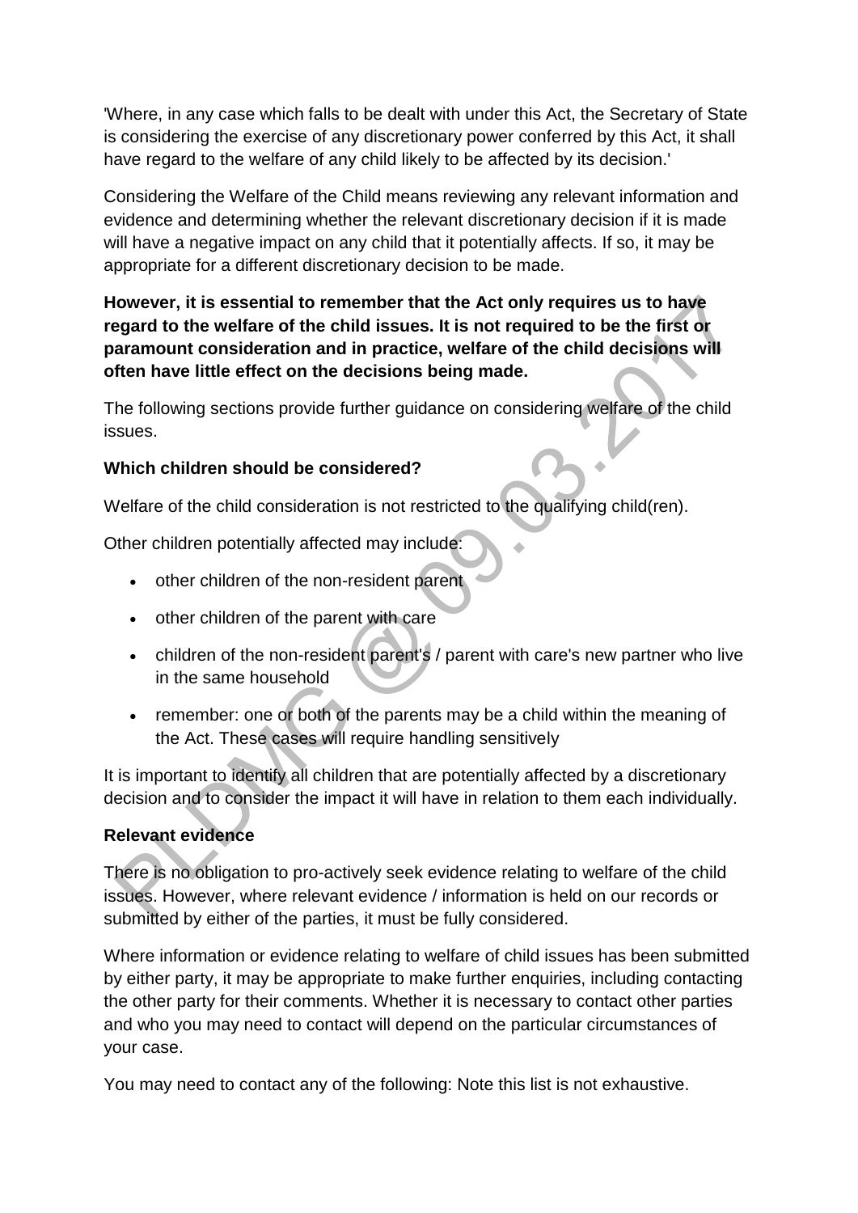'Where, in any case which falls to be dealt with under this Act, the Secretary of State is considering the exercise of any discretionary power conferred by this Act, it shall have regard to the welfare of any child likely to be affected by its decision.'

Considering the Welfare of the Child means reviewing any relevant information and evidence and determining whether the relevant discretionary decision if it is made will have a negative impact on any child that it potentially affects. If so, it may be appropriate for a different discretionary decision to be made.

**However, it is essential to remember that the Act only requires us to have regard to the welfare of the child issues. It is not required to be the first or paramount consideration and in practice, welfare of the child decisions will often have little effect on the decisions being made.**

The following sections provide further guidance on considering welfare of the child issues.

**Which children should be considered?**

Welfare of the child consideration is not restricted to the qualifying child(ren).

Other children potentially affected may include:

- other children of the non-resident parent
- other children of the parent with care
- children of the non-resident parent's / parent with care's new partner who live in the same household
- remember: one or both of the parents may be a child within the meaning of the Act. These cases will require handling sensitively

It is important to identify all children that are potentially affected by a discretionary decision and to consider the impact it will have in relation to them each individually.

**Relevant evidence**

There is no obligation to pro-actively seek evidence relating to welfare of the child issues. However, where relevant evidence / information is held on our records or submitted by either of the parties, it must be fully considered.

Where information or evidence relating to welfare of child issues has been submitted by either party, it may be appropriate to make further enquiries, including contacting the other party for their comments. Whether it is necessary to contact other parties and who you may need to contact will depend on the particular circumstances of your case.

You may need to contact any of the following: Note this list is not exhaustive.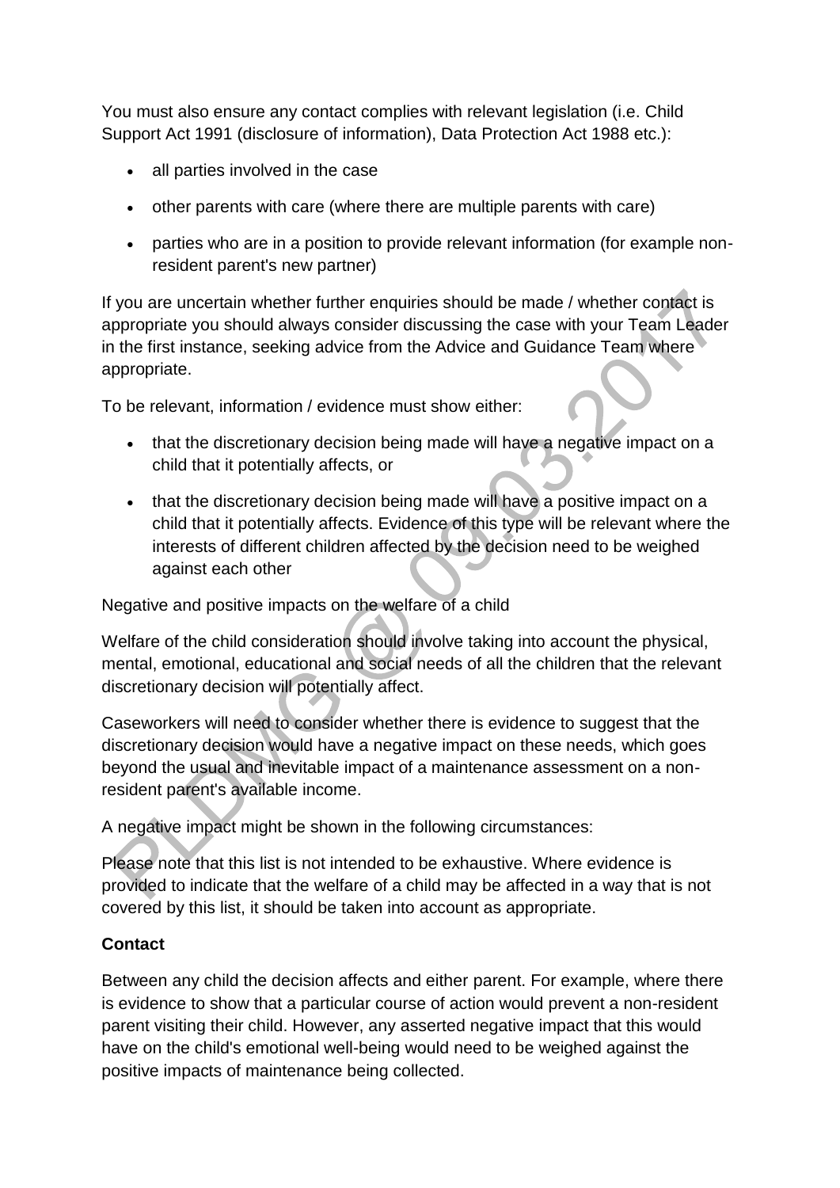You must also ensure any contact complies with relevant legislation (i.e. Child Support Act 1991 (disclosure of information), Data Protection Act 1988 etc.):

- all parties involved in the case
- other parents with care (where there are multiple parents with care)
- parties who are in a position to provide relevant information (for example non-resident parent's new partner)

If you are uncertain whether further enquiries should be made / whether contact is appropriate you should always consider discussing the case with your Team Leader in the first instance, seeking advice from the Advice and Guidance Team where appropriate.

To be relevant, information / evidence must show either:

- that the discretionary decision being made will have a negative impact on a child that it potentially affects, or
- that the discretionary decision being made will have a positive impact on a child that it potentially affects. Evidence of this type will be relevant where the interests of different children affected by the decision need to be weighed against each other

Negative and positive impacts on the welfare of a child

Welfare of the child consideration should involve taking into account the physical, mental, emotional, educational and social needs of all the children that the relevant discretionary decision will potentially affect.

Caseworkers will need to consider whether there is evidence to suggest that the discretionary decision would have a negative impact on these needs, which goes beyond the usual and inevitable impact of a maintenance assessment on a non-resident parent's available income.

A negative impact might be shown in the following circumstances:

Please note that this list is not intended to be exhaustive. Where evidence is provided to indicate that the welfare of a child may be affected in a way that is not covered by this list, it should be taken into account as appropriate.

**Contact**

Between any child the decision affects and either parent. For example, where there is evidence to show that a particular course of action would prevent a non-resident parent visiting their child. However, any asserted negative impact that this would have on the child's emotional well-being would need to be weighed against the positive impacts of maintenance being collected.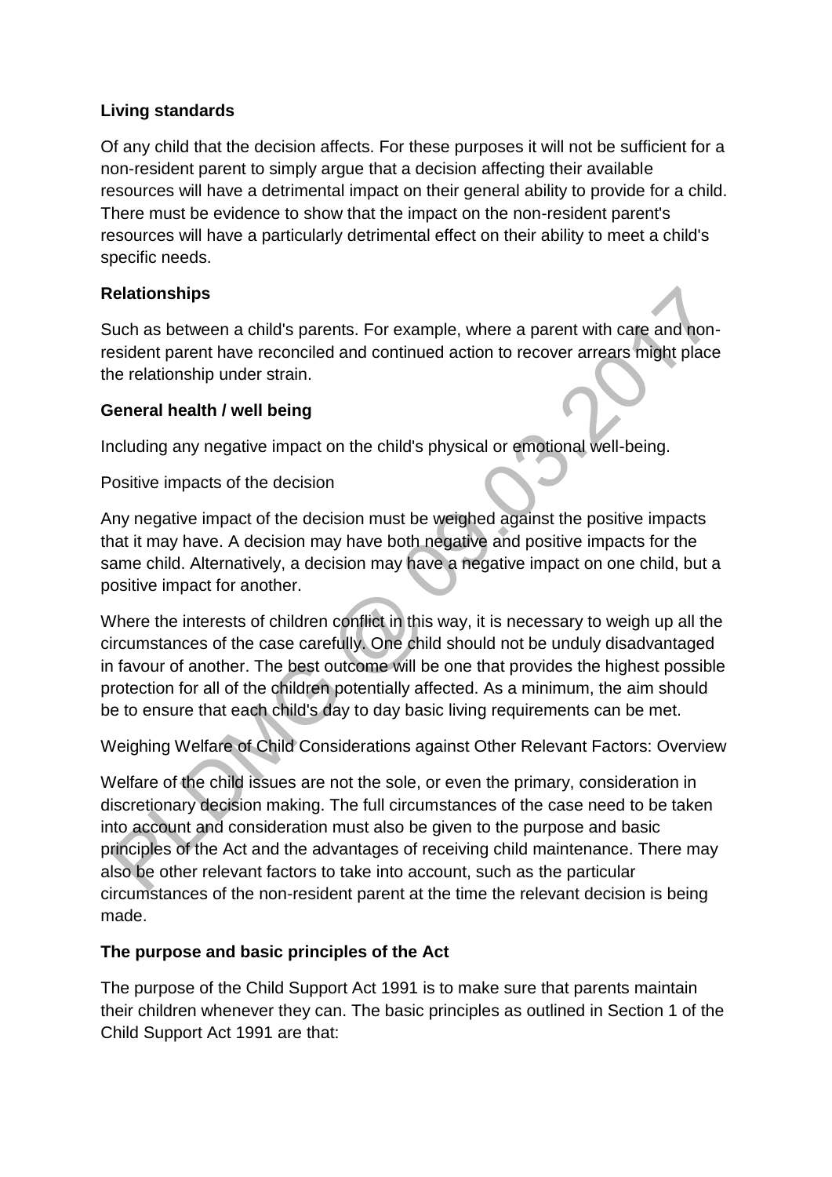**Living standards**

Of any child that the decision affects. For these purposes it will not be sufficient for a non-resident parent to simply argue that a decision affecting their available resources will have a detrimental impact on their general ability to provide for a child. There must be evidence to show that the impact on the non-resident parent's resources will have a particularly detrimental effect on their ability to meet a child's specific needs.

**Relationships**

Such as between a child's parents. For example, where a parent with care and non-resident parent have reconciled and continued action to recover arrears might place the relationship under strain.

**General health / well being**

Including any negative impact on the child's physical or emotional well-being.

Positive impacts of the decision

Any negative impact of the decision must be weighed against the positive impacts that it may have. A decision may have both negative and positive impacts for the same child. Alternatively, a decision may have a negative impact on one child, but a positive impact for another.

Where the interests of children conflict in this way, it is necessary to weigh up all the circumstances of the case carefully. One child should not be unduly disadvantaged in favour of another. The best outcome will be one that provides the highest possible protection for all of the children potentially affected. As a minimum, the aim should be to ensure that each child's day to day basic living requirements can be met.

Weighing Welfare of Child Considerations against Other Relevant Factors: Overview

Welfare of the child issues are not the sole, or even the primary, consideration in discretionary decision making. The full circumstances of the case need to be taken into account and consideration must also be given to the purpose and basic principles of the Act and the advantages of receiving child maintenance. There may also be other relevant factors to take into account, such as the particular circumstances of the non-resident parent at the time the relevant decision is being made.

**The purpose and basic principles of the Act**

The purpose of the Child Support Act 1991 is to make sure that parents maintain their children whenever they can. The basic principles as outlined in Section 1 of the Child Support Act 1991 are that: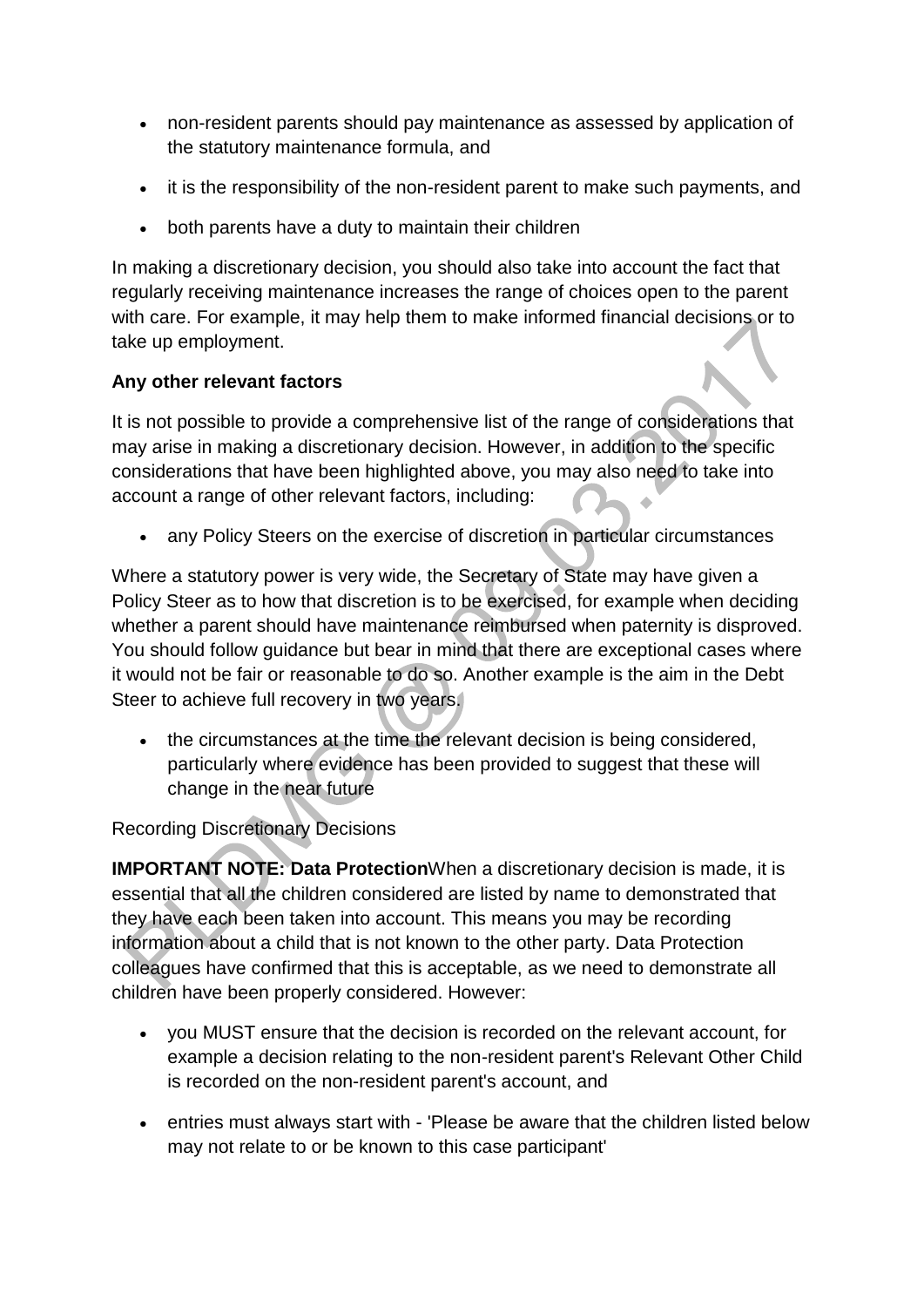- non-resident parents should pay maintenance as assessed by application of the statutory maintenance formula, and
- it is the responsibility of the non-resident parent to make such payments, and
- both parents have a duty to maintain their children

In making a discretionary decision, you should also take into account the fact that regularly receiving maintenance increases the range of choices open to the parent with care. For example, it may help them to make informed financial decisions or to take up employment.

**Any other relevant factors**

It is not possible to provide a comprehensive list of the range of considerations that may arise in making a discretionary decision. However, in addition to the specific considerations that have been highlighted above, you may also need to take into account a range of other relevant factors, including:

- any Policy Steers on the exercise of discretion in particular circumstances

Where a statutory power is very wide, the Secretary of State may have given a Policy Steer as to how that discretion is to be exercised, for example when deciding whether a parent should have maintenance reimbursed when paternity is disproved. You should follow guidance but bear in mind that there are exceptional cases where it would not be fair or reasonable to do so. Another example is the aim in the Debt Steer to achieve full recovery in two years.

- the circumstances at the time the relevant decision is being considered, particularly where evidence has been provided to suggest that these will change in the near future

Recording Discretionary Decisions

**IMPORTANT NOTE: Data Protection**When a discretionary decision is made, it is essential that all the children considered are listed by name to demonstrated that they have each been taken into account. This means you may be recording information about a child that is not known to the other party. Data Protection colleagues have confirmed that this is acceptable, as we need to demonstrate all children have been properly considered. However:

- you MUST ensure that the decision is recorded on the relevant account, for example a decision relating to the non-resident parent's Relevant Other Child is recorded on the non-resident parent's account, and
- entries must always start with - 'Please be aware that the children listed below may not relate to or be known to this case participant'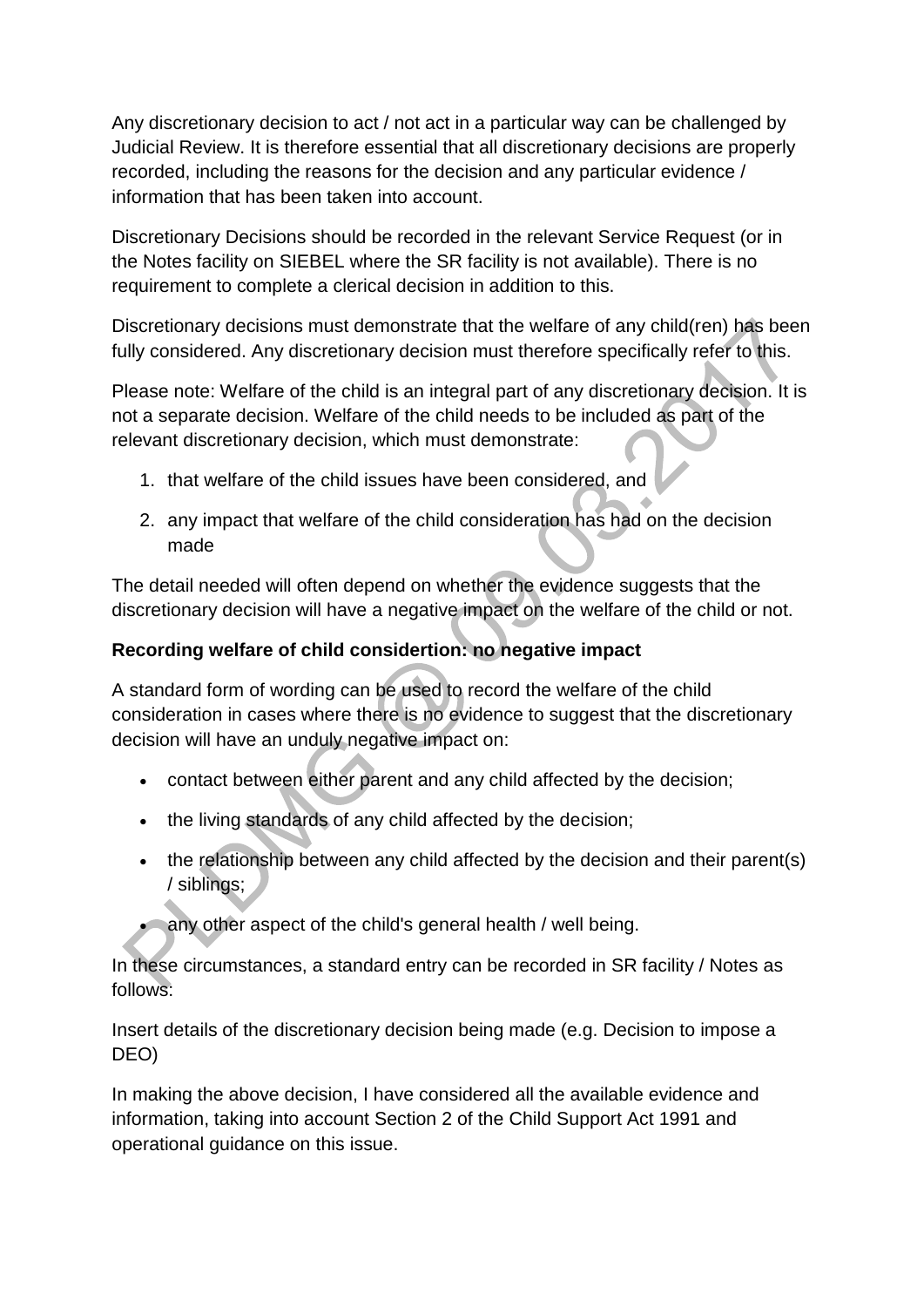Any discretionary decision to act / not act in a particular way can be challenged by Judicial Review. It is therefore essential that all discretionary decisions are properly recorded, including the reasons for the decision and any particular evidence / information that has been taken into account.

Discretionary Decisions should be recorded in the relevant Service Request (or in the Notes facility on SIEBEL where the SR facility is not available). There is no requirement to complete a clerical decision in addition to this.

Discretionary decisions must demonstrate that the welfare of any child(ren) has been fully considered. Any discretionary decision must therefore specifically refer to this.

Please note: Welfare of the child is an integral part of any discretionary decision. It is not a separate decision. Welfare of the child needs to be included as part of the relevant discretionary decision, which must demonstrate:

1. that welfare of the child issues have been considered, and
2. any impact that welfare of the child consideration has had on the decision made

The detail needed will often depend on whether the evidence suggests that the discretionary decision will have a negative impact on the welfare of the child or not.

**Recording welfare of child considertion: no negative impact**

A standard form of wording can be used to record the welfare of the child consideration in cases where there is no evidence to suggest that the discretionary decision will have an unduly negative impact on:

- contact between either parent and any child affected by the decision;
- the living standards of any child affected by the decision;
- the relationship between any child affected by the decision and their parent(s) / siblings;
- any other aspect of the child's general health / well being.

In these circumstances, a standard entry can be recorded in SR facility / Notes as follows:

Insert details of the discretionary decision being made (e.g. Decision to impose a DEO)

In making the above decision, I have considered all the available evidence and information, taking into account Section 2 of the Child Support Act 1991 and operational guidance on this issue.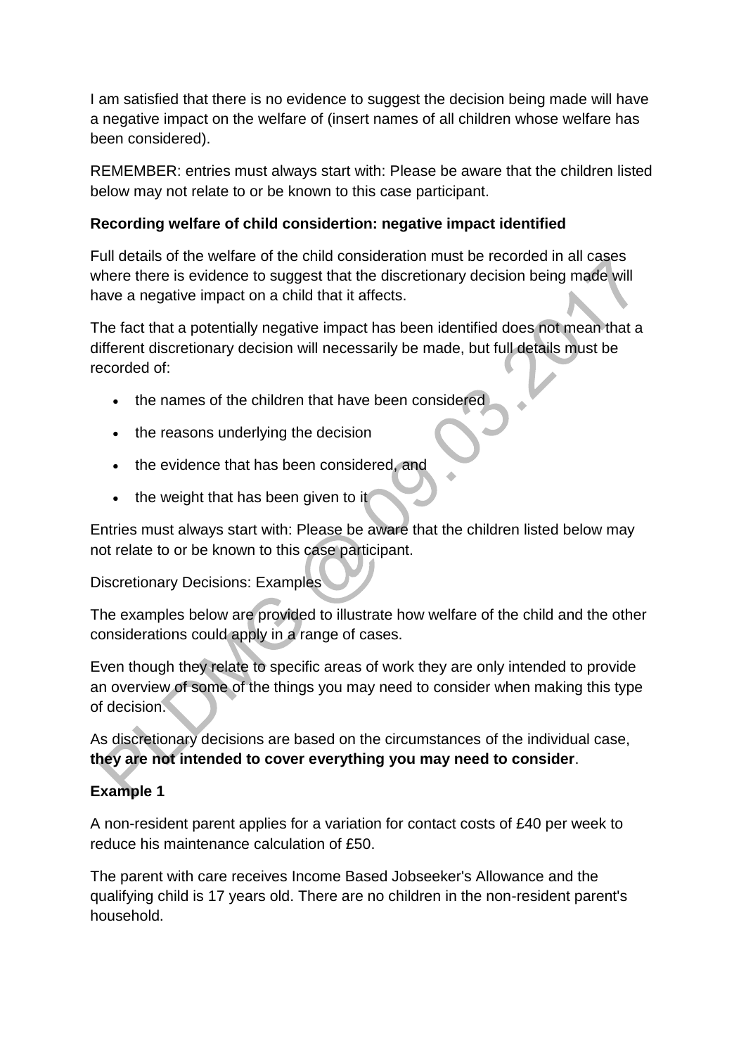I am satisfied that there is no evidence to suggest the decision being made will have a negative impact on the welfare of (insert names of all children whose welfare has been considered).

REMEMBER: entries must always start with: Please be aware that the children listed below may not relate to or be known to this case participant.

**Recording welfare of child considertion: negative impact identified**

Full details of the welfare of the child consideration must be recorded in all cases where there is evidence to suggest that the discretionary decision being made will have a negative impact on a child that it affects.

The fact that a potentially negative impact has been identified does not mean that a different discretionary decision will necessarily be made, but full details must be recorded of:

- the names of the children that have been considered
- the reasons underlying the decision
- the evidence that has been considered, and
- the weight that has been given to it

Entries must always start with: Please be aware that the children listed below may not relate to or be known to this case participant.

Discretionary Decisions: Examples

The examples below are provided to illustrate how welfare of the child and the other considerations could apply in a range of cases.

Even though they relate to specific areas of work they are only intended to provide an overview of some of the things you may need to consider when making this type of decision.

As discretionary decisions are based on the circumstances of the individual case, **they are not intended to cover everything you may need to consider**.

**Example 1**

A non-resident parent applies for a variation for contact costs of £40 per week to reduce his maintenance calculation of £50.

The parent with care receives Income Based Jobseeker's Allowance and the qualifying child is 17 years old. There are no children in the non-resident parent's household.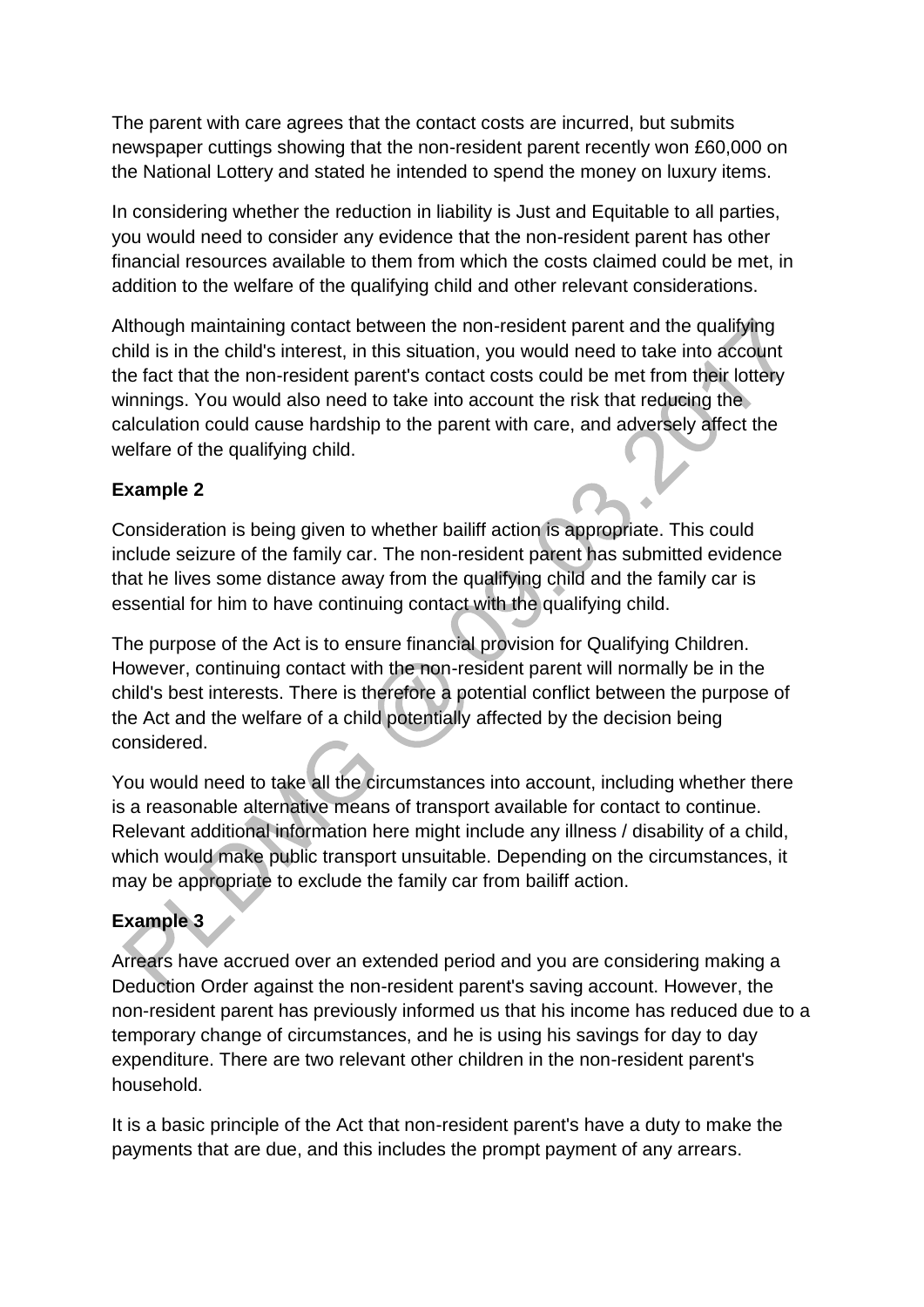The parent with care agrees that the contact costs are incurred, but submits newspaper cuttings showing that the non-resident parent recently won £60,000 on the National Lottery and stated he intended to spend the money on luxury items.

In considering whether the reduction in liability is Just and Equitable to all parties, you would need to consider any evidence that the non-resident parent has other financial resources available to them from which the costs claimed could be met, in addition to the welfare of the qualifying child and other relevant considerations.

Although maintaining contact between the non-resident parent and the qualifying child is in the child's interest, in this situation, you would need to take into account the fact that the non-resident parent's contact costs could be met from their lottery winnings. You would also need to take into account the risk that reducing the calculation could cause hardship to the parent with care, and adversely affect the welfare of the qualifying child.

**Example 2**

Consideration is being given to whether bailiff action is appropriate. This could include seizure of the family car. The non-resident parent has submitted evidence that he lives some distance away from the qualifying child and the family car is essential for him to have continuing contact with the qualifying child.

The purpose of the Act is to ensure financial provision for Qualifying Children. However, continuing contact with the non-resident parent will normally be in the child's best interests. There is therefore a potential conflict between the purpose of the Act and the welfare of a child potentially affected by the decision being considered.

You would need to take all the circumstances into account, including whether there is a reasonable alternative means of transport available for contact to continue. Relevant additional information here might include any illness / disability of a child, which would make public transport unsuitable. Depending on the circumstances, it may be appropriate to exclude the family car from bailiff action.

**Example 3**

Arrears have accrued over an extended period and you are considering making a Deduction Order against the non-resident parent's saving account. However, the non-resident parent has previously informed us that his income has reduced due to a temporary change of circumstances, and he is using his savings for day to day expenditure. There are two relevant other children in the non-resident parent's household.

It is a basic principle of the Act that non-resident parent's have a duty to make the payments that are due, and this includes the prompt payment of any arrears.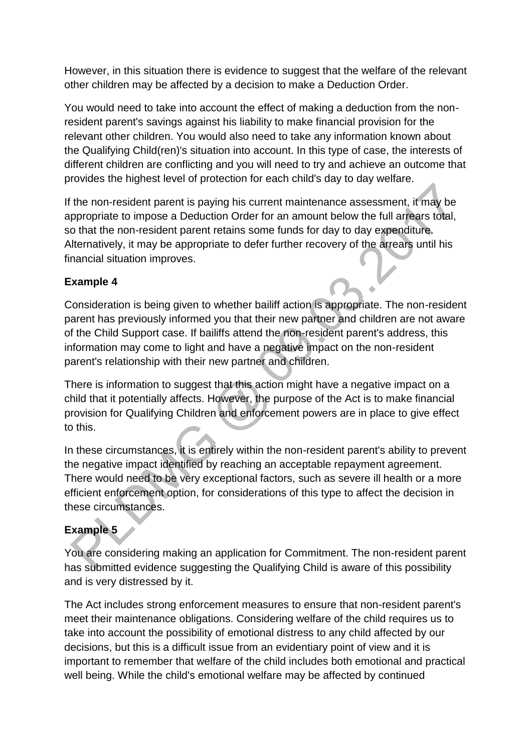However, in this situation there is evidence to suggest that the welfare of the relevant other children may be affected by a decision to make a Deduction Order.

You would need to take into account the effect of making a deduction from the non-resident parent's savings against his liability to make financial provision for the relevant other children. You would also need to take any information known about the Qualifying Child(ren)'s situation into account. In this type of case, the interests of different children are conflicting and you will need to try and achieve an outcome that provides the highest level of protection for each child's day to day welfare.

If the non-resident parent is paying his current maintenance assessment, it may be appropriate to impose a Deduction Order for an amount below the full arrears total, so that the non-resident parent retains some funds for day to day expenditure. Alternatively, it may be appropriate to defer further recovery of the arrears until his financial situation improves.

**Example 4**

Consideration is being given to whether bailiff action is appropriate. The non-resident parent has previously informed you that their new partner and children are not aware of the Child Support case. If bailiffs attend the non-resident parent's address, this information may come to light and have a negative impact on the non-resident parent's relationship with their new partner and children.

There is information to suggest that this action might have a negative impact on a child that it potentially affects. However, the purpose of the Act is to make financial provision for Qualifying Children and enforcement powers are in place to give effect to this.

In these circumstances, it is entirely within the non-resident parent's ability to prevent the negative impact identified by reaching an acceptable repayment agreement. There would need to be very exceptional factors, such as severe ill health or a more efficient enforcement option, for considerations of this type to affect the decision in these circumstances.

**Example 5**

You are considering making an application for Commitment. The non-resident parent has submitted evidence suggesting the Qualifying Child is aware of this possibility and is very distressed by it.

The Act includes strong enforcement measures to ensure that non-resident parent's meet their maintenance obligations. Considering welfare of the child requires us to take into account the possibility of emotional distress to any child affected by our decisions, but this is a difficult issue from an evidentiary point of view and it is important to remember that welfare of the child includes both emotional and practical well being. While the child's emotional welfare may be affected by continued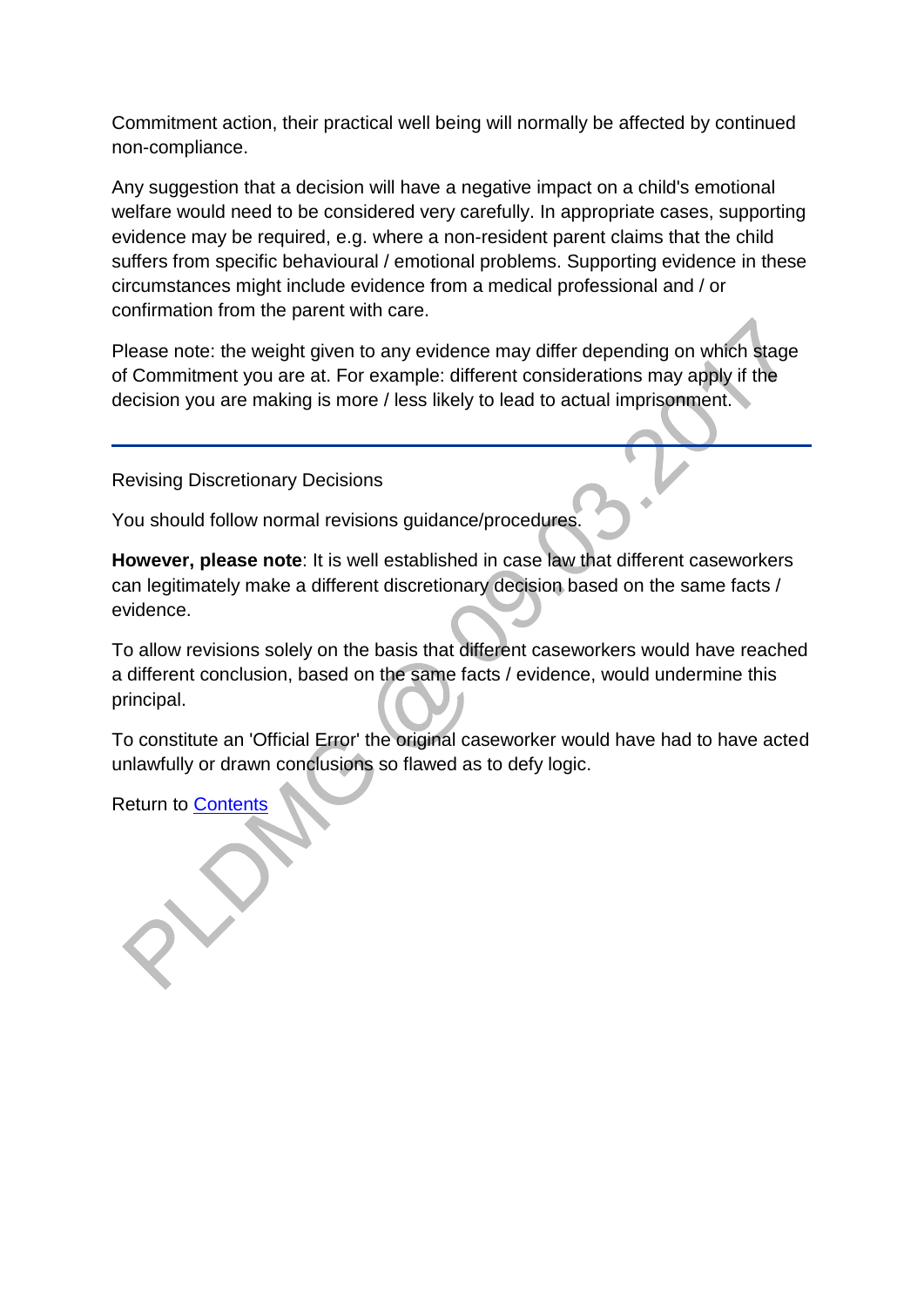Commitment action, their practical well being will normally be affected by continued non-compliance.

Any suggestion that a decision will have a negative impact on a child's emotional welfare would need to be considered very carefully. In appropriate cases, supporting evidence may be required, e.g. where a non-resident parent claims that the child suffers from specific behavioural / emotional problems. Supporting evidence in these circumstances might include evidence from a medical professional and / or confirmation from the parent with care.

Please note: the weight given to any evidence may differ depending on which stage of Commitment you are at. For example: different considerations may apply if the decision you are making is more / less likely to lead to actual imprisonment.

---

Revising Discretionary Decisions

You should follow normal revisions guidance/procedures.

**However, please note**: It is well established in case law that different caseworkers can legitimately make a different discretionary decision based on the same facts / evidence.

To allow revisions solely on the basis that different caseworkers would have reached a different conclusion, based on the same facts / evidence, would undermine this principal.

To constitute an 'Official Error' the original caseworker would have had to have acted unlawfully or drawn conclusions so flawed as to defy logic.

Return to [Contents]